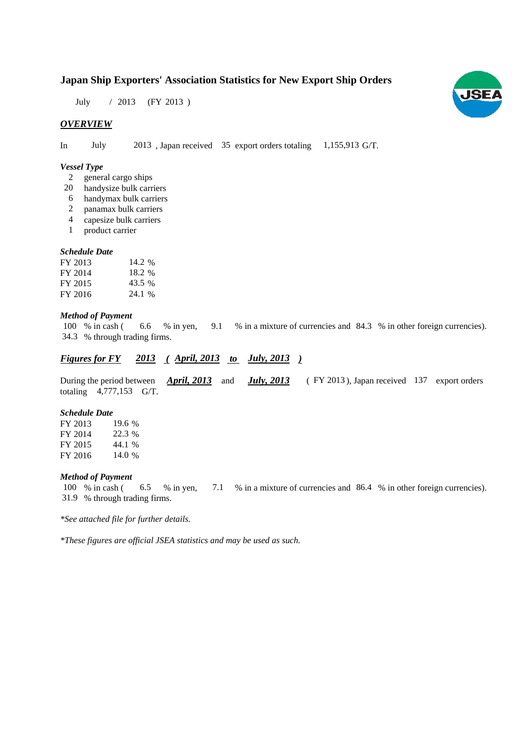# Japan Ship Exporters' Association Statistics for New Export Ship Orders

July / 2013 (FY 2013 )

## *OVERVIEW*

In July 2013 , Japan received 35 export orders totaling 1,155,913 G/T.

### *Vessel Type*

- 2 general cargo ships
- 20 handysize bulk carriers
- 6 handymax bulk carriers
- 2 panamax bulk carriers
- 4 capesize bulk carriers
- 1 product carrier

### *Schedule Date*

| | |
|---|---|
| FY 2013 | 14.2 % |
| FY 2014 | 18.2 % |
| FY 2015 | 43.5 % |
| FY 2016 | 24.1 % |

### *Method of Payment*

100 % in cash ( 6.6 % in yen, 9.1 % in a mixture of currencies and 84.3 % in other foreign currencies).
34.3 % through trading firms.

## *Figures for FY 2013 ( April, 2013 to July, 2013 )*

During the period between ***April, 2013*** and ***July, 2013*** ( FY 2013 ), Japan received 137 export orders totaling 4,777,153 G/T.

### *Schedule Date*

| | |
|---|---|
| FY 2013 | 19.6 % |
| FY 2014 | 22.3 % |
| FY 2015 | 44.1 % |
| FY 2016 | 14.0 % |

### *Method of Payment*

100 % in cash ( 6.5 % in yen, 7.1 % in a mixture of currencies and 86.4 % in other foreign currencies).
31.9 % through trading firms.

*\*See attached file for further details.*

*\*These figures are official JSEA statistics and may be used as such.*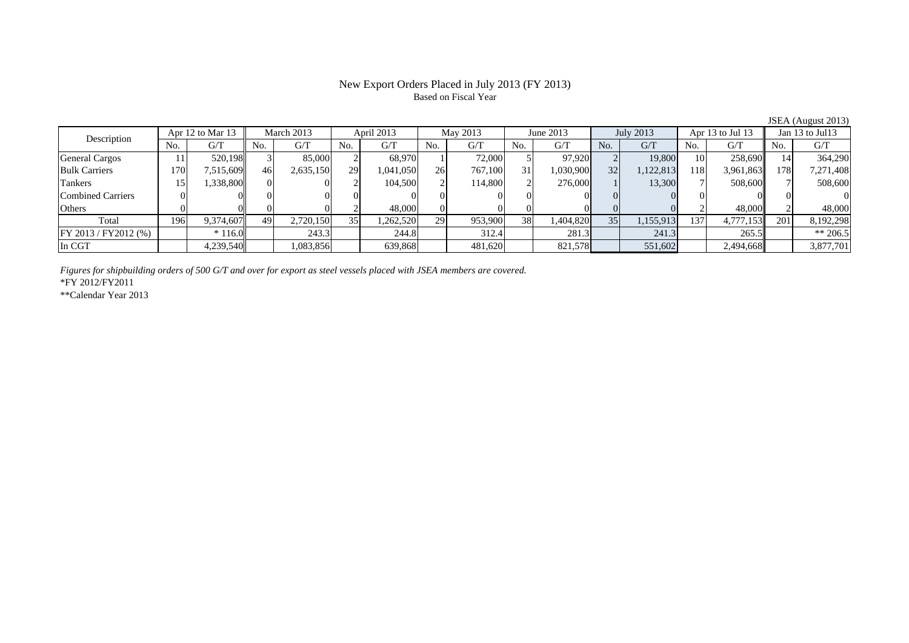# New Export Orders Placed in July 2013 (FY 2013)

Based on Fiscal Year

JSEA (August 2013)

| Description | Apr 12 to Mar 13 | | March 2013 | | April 2013 | | May 2013 | | June 2013 | | July 2013 | | Apr 13 to Jul 13 | | Jan 13 to Jul13 | |
|---|---|---|---|---|---|---|---|---|---|---|---|---|---|---|---|---|
| | No. | G/T | No. | G/T | No. | G/T | No. | G/T | No. | G/T | No. | G/T | No. | G/T | No. | G/T |
| General Cargos | 11 | 520,198 | 3 | 85,000 | 2 | 68,970 | 1 | 72,000 | 5 | 97,920 | 2 | 19,800 | 10 | 258,690 | 14 | 364,290 |
| Bulk Carriers | 170 | 7,515,609 | 46 | 2,635,150 | 29 | 1,041,050 | 26 | 767,100 | 31 | 1,030,900 | 32 | 1,122,813 | 118 | 3,961,863 | 178 | 7,271,408 |
| Tankers | 15 | 1,338,800 | 0 | 0 | 2 | 104,500 | 2 | 114,800 | 2 | 276,000 | 1 | 13,300 | 7 | 508,600 | 7 | 508,600 |
| Combined Carriers | 0 | 0 | 0 | 0 | 0 | 0 | 0 | 0 | 0 | 0 | 0 | 0 | 0 | 0 | 0 | 0 |
| Others | 0 | 0 | 0 | 0 | 2 | 48,000 | 0 | 0 | 0 | 0 | 0 | 0 | 2 | 48,000 | 2 | 48,000 |
| Total | 196 | 9,374,607 | 49 | 2,720,150 | 35 | 1,262,520 | 29 | 953,900 | 38 | 1,404,820 | 35 | 1,155,913 | 137 | 4,777,153 | 201 | 8,192,298 |
| FY 2013 / FY2012 (%) | | * 116.0 | | 243.3 | | 244.8 | | 312.4 | | 281.3 | | 241.3 | | 265.5 | | ** 206.5 |
| In CGT | | 4,239,540 | | 1,083,856 | | 639,868 | | 481,620 | | 821,578 | | 551,602 | | 2,494,668 | | 3,877,701 |

*Figures for shipbuilding orders of 500 G/T and over for export as steel vessels placed with JSEA members are covered.*

*FY 2012/FY2011

**Calendar Year 2013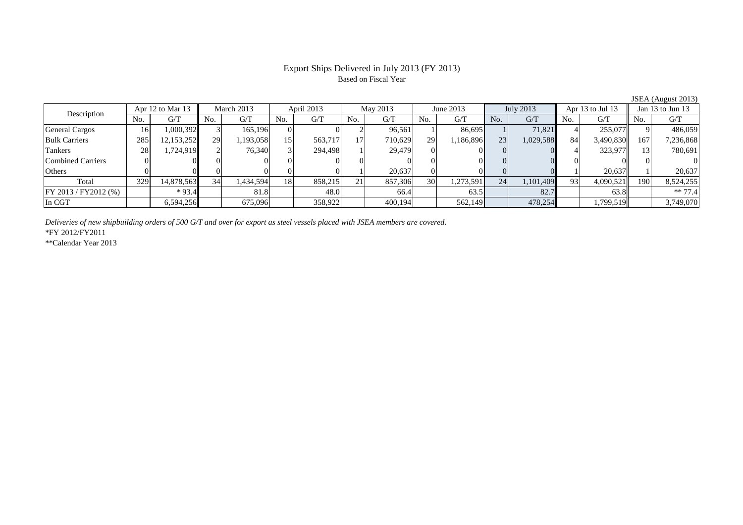# Export Ships Delivered in July 2013 (FY 2013)

Based on Fiscal Year

JSEA (August 2013)

| Description | Apr 12 to Mar 13 | | March 2013 | | April 2013 | | May 2013 | | June 2013 | | July 2013 | | Apr 13 to Jul 13 | | Jan 13 to Jun 13 | |
|---|---|---|---|---|---|---|---|---|---|---|---|---|---|---|---|---|
| | No. | G/T | No. | G/T | No. | G/T | No. | G/T | No. | G/T | No. | G/T | No. | G/T | No. | G/T |
| General Cargos | 16 | 1,000,392 | 3 | 165,196 | 0 | 0 | 2 | 96,561 | 1 | 86,695 | 1 | 71,821 | 4 | 255,077 | 9 | 486,059 |
| Bulk Carriers | 285 | 12,153,252 | 29 | 1,193,058 | 15 | 563,717 | 17 | 710,629 | 29 | 1,186,896 | 23 | 1,029,588 | 84 | 3,490,830 | 167 | 7,236,868 |
| Tankers | 28 | 1,724,919 | 2 | 76,340 | 3 | 294,498 | 1 | 29,479 | 0 | 0 | 0 | 0 | 4 | 323,977 | 13 | 780,691 |
| Combined Carriers | 0 | 0 | 0 | 0 | 0 | 0 | 0 | 0 | 0 | 0 | 0 | 0 | 0 | 0 | 0 | 0 |
| Others | 0 | 0 | 0 | 0 | 0 | 0 | 1 | 20,637 | 0 | 0 | 0 | 0 | 1 | 20,637 | 1 | 20,637 |
| Total | 329 | 14,878,563 | 34 | 1,434,594 | 18 | 858,215 | 21 | 857,306 | 30 | 1,273,591 | 24 | 1,101,409 | 93 | 4,090,521 | 190 | 8,524,255 |
| FY 2013 / FY2012 (%) | | * 93.4 | | 81.8 | | 48.0 | | 66.4 | | 63.5 | | 82.7 | | 63.8 | | ** 77.4 |
| In CGT | | 6,594,256 | | 675,096 | | 358,922 | | 400,194 | | 562,149 | | 478,254 | | 1,799,519 | | 3,749,070 |

*Deliveries of new shipbuilding orders of 500 G/T and over for export as steel vessels placed with JSEA members are covered.*

*FY 2012/FY2011

**Calendar Year 2013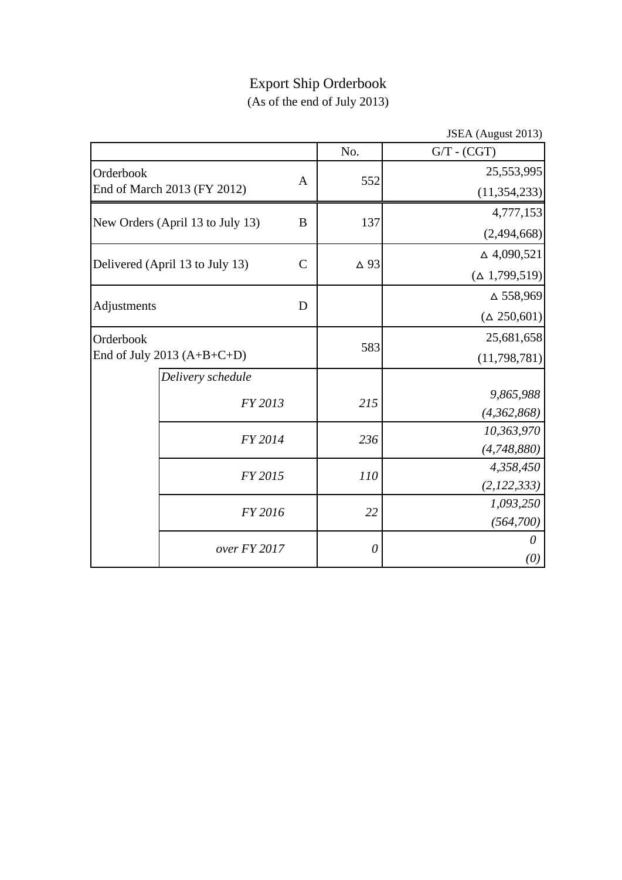# Export Ship Orderbook

(As of the end of July 2013)

JSEA (August 2013)

| | | | No. | G/T - (CGT) |
|---|---|---|---|---|
| Orderbook<br>End of March 2013 (FY 2012) | | A | 552 | 25,553,995<br>(11,354,233) |
| New Orders (April 13 to July 13) | | B | 137 | 4,777,153<br>(2,494,668) |
| Delivered (April 13 to July 13) | | C | ⊿ 93 | ⊿ 4,090,521<br>(⊿ 1,799,519) |
| Adjustments | | D | | ⊿ 558,969<br>(⊿ 250,601) |
| Orderbook<br>End of July 2013 (A+B+C+D) | | | 583 | 25,681,658<br>(11,798,781) |
| | *Delivery schedule* | | | |
| | *FY 2013* | | *215* | *9,865,988*<br>*(4,362,868)* |
| | *FY 2014* | | *236* | *10,363,970*<br>*(4,748,880)* |
| | *FY 2015* | | *110* | *4,358,450*<br>*(2,122,333)* |
| | *FY 2016* | | *22* | *1,093,250*<br>*(564,700)* |
| | *over FY 2017* | | *0* | *0*<br>*(0)* |